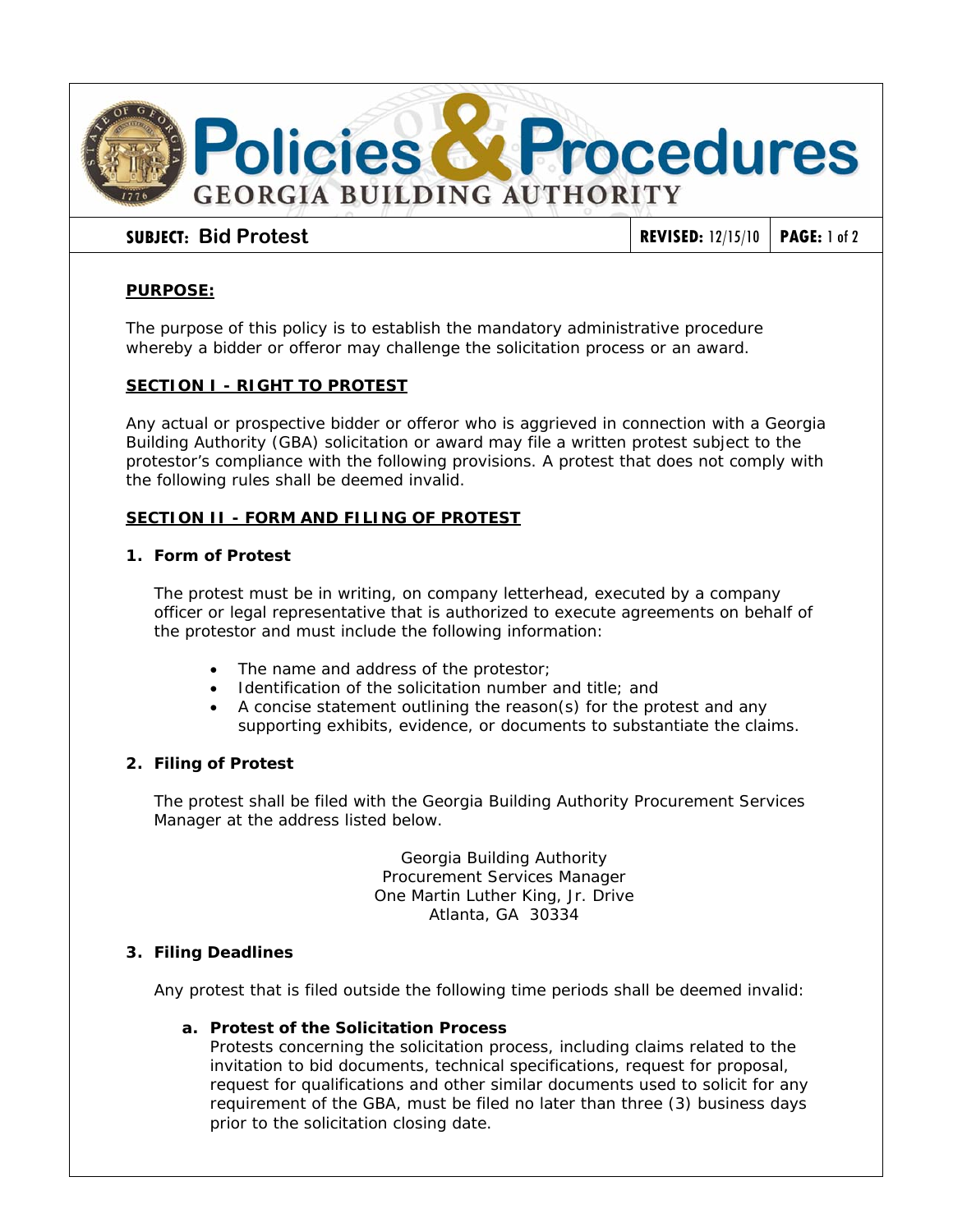# Policies & Procedures

## GEORGIA BUILDING AUTHORITY

**SUBJECT:** Bid Protest | **REVISED:** 12/15/10

**PURPOSE:**

The purpose of this policy is to establish the mandatory administrative procedure whereby a bidder or offeror may challenge the solicitation process or an award.

**SECTION I - RIGHT TO PROTEST**

Any actual or prospective bidder or offeror who is aggrieved in connection with a Georgia Building Authority (GBA) solicitation or award may file a written protest subject to the protestor's compliance with the following provisions. A protest that does not comply with the following rules shall be deemed invalid.

**SECTION II - FORM AND FILING OF PROTEST**

**1. Form of Protest**

The protest must be in writing, on company letterhead, executed by a company officer or legal representative that is authorized to execute agreements on behalf of the protestor and must include the following information:

- The name and address of the protestor;
- Identification of the solicitation number and title; and
- A concise statement outlining the reason(s) for the protest and any supporting exhibits, evidence, or documents to substantiate the claims.

**2. Filing of Protest**

The protest shall be filed with the Georgia Building Authority Procurement Services Manager at the address listed below.

Georgia Building Authority
Procurement Services Manager
One Martin Luther King, Jr. Drive
Atlanta, GA 30334

**3. Filing Deadlines**

Any protest that is filed outside the following time periods shall be deemed invalid:

**a. Protest of the Solicitation Process**
Protests concerning the solicitation process, including claims related to the invitation to bid documents, technical specifications, request for proposal, request for qualifications and other similar documents used to solicit for any requirement of the GBA, must be filed no later than three (3) business days prior to the solicitation closing date.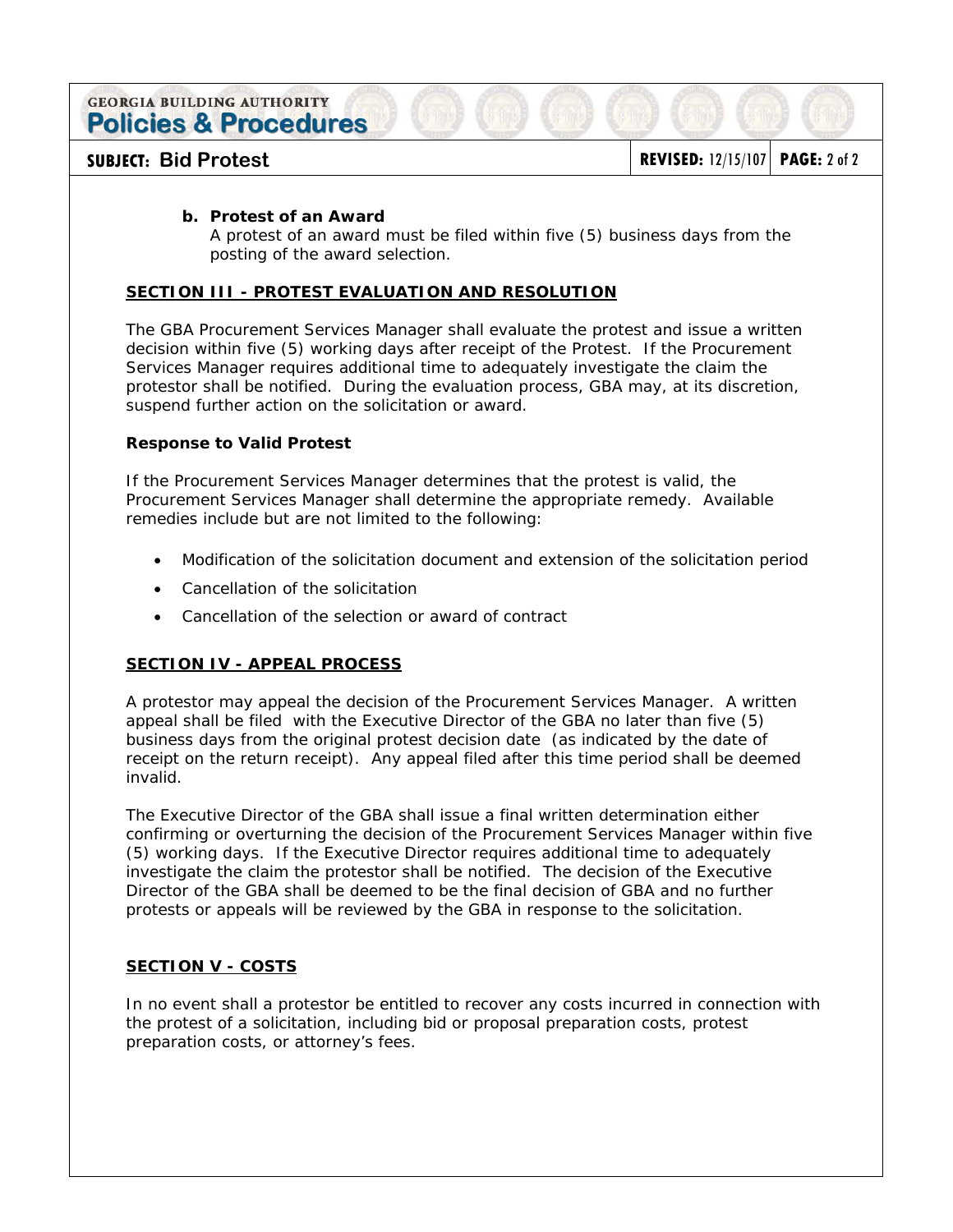**b. Protest of an Award**

A protest of an award must be filed within five (5) business days from the posting of the award selection.

## SECTION III - PROTEST EVALUATION AND RESOLUTION

The GBA Procurement Services Manager shall evaluate the protest and issue a written decision within five (5) working days after receipt of the Protest. If the Procurement Services Manager requires additional time to adequately investigate the claim the protestor shall be notified. During the evaluation process, GBA may, at its discretion, suspend further action on the solicitation or award.

**Response to Valid Protest**

If the Procurement Services Manager determines that the protest is valid, the Procurement Services Manager shall determine the appropriate remedy. Available remedies include but are not limited to the following:

- Modification of the solicitation document and extension of the solicitation period
- Cancellation of the solicitation
- Cancellation of the selection or award of contract

## SECTION IV - APPEAL PROCESS

A protestor may appeal the decision of the Procurement Services Manager. A written appeal shall be filed with the Executive Director of the GBA no later than five (5) business days from the original protest decision date (as indicated by the date of receipt on the return receipt). Any appeal filed after this time period shall be deemed invalid.

The Executive Director of the GBA shall issue a final written determination either confirming or overturning the decision of the Procurement Services Manager within five (5) working days. If the Executive Director requires additional time to adequately investigate the claim the protestor shall be notified. The decision of the Executive Director of the GBA shall be deemed to be the final decision of GBA and no further protests or appeals will be reviewed by the GBA in response to the solicitation.

## SECTION V - COSTS

In no event shall a protestor be entitled to recover any costs incurred in connection with the protest of a solicitation, including bid or proposal preparation costs, protest preparation costs, or attorney's fees.